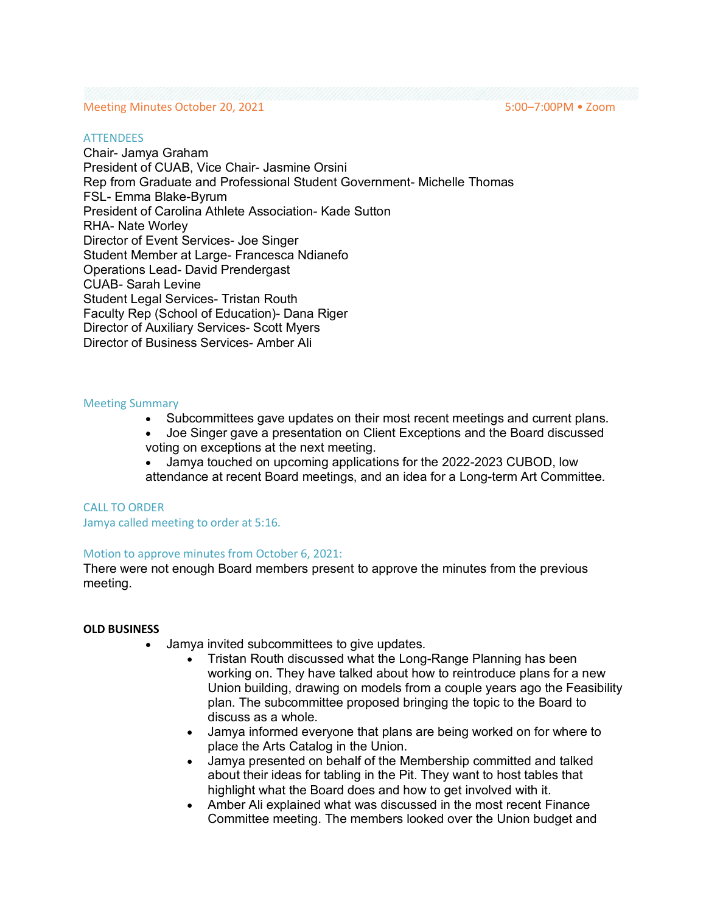Meeting Minutes October 20, 2021 — 5:00–7:00PM • Zoom

## ATTENDEES

Chair- Jamya Graham
President of CUAB, Vice Chair- Jasmine Orsini
Rep from Graduate and Professional Student Government- Michelle Thomas
FSL- Emma Blake-Byrum
President of Carolina Athlete Association- Kade Sutton
RHA- Nate Worley
Director of Event Services- Joe Singer
Student Member at Large- Francesca Ndianefo
Operations Lead- David Prendergast
CUAB- Sarah Levine
Student Legal Services- Tristan Routh
Faculty Rep (School of Education)- Dana Riger
Director of Auxiliary Services- Scott Myers
Director of Business Services- Amber Ali

## Meeting Summary

- Subcommittees gave updates on their most recent meetings and current plans.
- Joe Singer gave a presentation on Client Exceptions and the Board discussed voting on exceptions at the next meeting.
- Jamya touched on upcoming applications for the 2022-2023 CUBOD, low attendance at recent Board meetings, and an idea for a Long-term Art Committee.

## CALL TO ORDER

Jamya called meeting to order at 5:16.

## Motion to approve minutes from October 6, 2021:

There were not enough Board members present to approve the minutes from the previous meeting.

## OLD BUSINESS

- Jamya invited subcommittees to give updates.
  - Tristan Routh discussed what the Long-Range Planning has been working on. They have talked about how to reintroduce plans for a new Union building, drawing on models from a couple years ago the Feasibility plan. The subcommittee proposed bringing the topic to the Board to discuss as a whole.
  - Jamya informed everyone that plans are being worked on for where to place the Arts Catalog in the Union.
  - Jamya presented on behalf of the Membership committed and talked about their ideas for tabling in the Pit. They want to host tables that highlight what the Board does and how to get involved with it.
  - Amber Ali explained what was discussed in the most recent Finance Committee meeting. The members looked over the Union budget and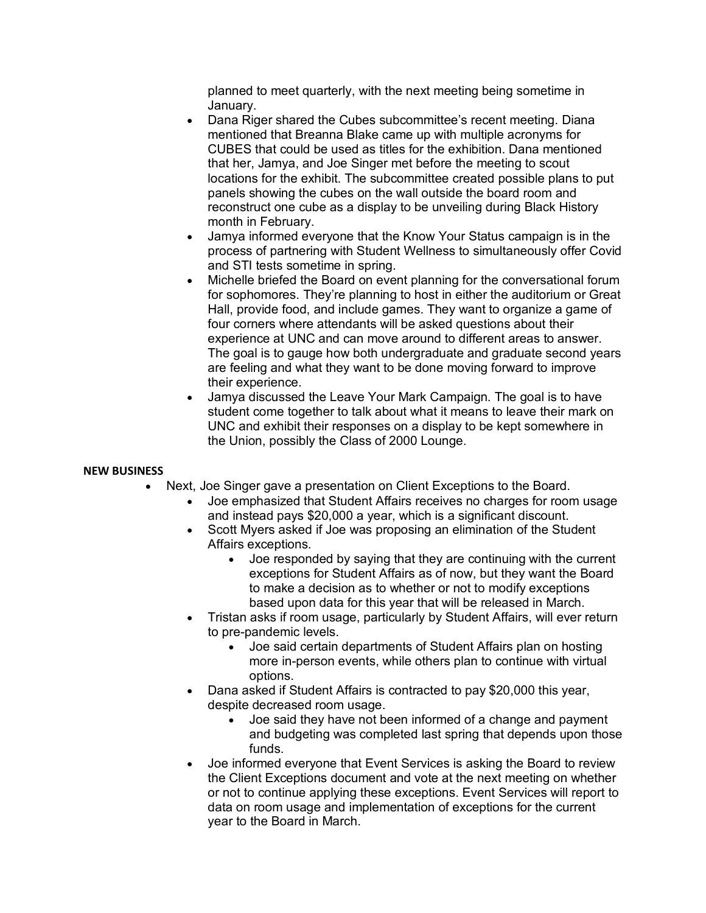planned to meet quarterly, with the next meeting being sometime in January.

- Dana Riger shared the Cubes subcommittee's recent meeting. Diana mentioned that Breanna Blake came up with multiple acronyms for CUBES that could be used as titles for the exhibition. Dana mentioned that her, Jamya, and Joe Singer met before the meeting to scout locations for the exhibit. The subcommittee created possible plans to put panels showing the cubes on the wall outside the board room and reconstruct one cube as a display to be unveiling during Black History month in February.
- Jamya informed everyone that the Know Your Status campaign is in the process of partnering with Student Wellness to simultaneously offer Covid and STI tests sometime in spring.
- Michelle briefed the Board on event planning for the conversational forum for sophomores. They're planning to host in either the auditorium or Great Hall, provide food, and include games. They want to organize a game of four corners where attendants will be asked questions about their experience at UNC and can move around to different areas to answer. The goal is to gauge how both undergraduate and graduate second years are feeling and what they want to be done moving forward to improve their experience.
- Jamya discussed the Leave Your Mark Campaign. The goal is to have student come together to talk about what it means to leave their mark on UNC and exhibit their responses on a display to be kept somewhere in the Union, possibly the Class of 2000 Lounge.

**NEW BUSINESS**

- Next, Joe Singer gave a presentation on Client Exceptions to the Board.
  - Joe emphasized that Student Affairs receives no charges for room usage and instead pays $20,000 a year, which is a significant discount.
  - Scott Myers asked if Joe was proposing an elimination of the Student Affairs exceptions.
    - Joe responded by saying that they are continuing with the current exceptions for Student Affairs as of now, but they want the Board to make a decision as to whether or not to modify exceptions based upon data for this year that will be released in March.
  - Tristan asks if room usage, particularly by Student Affairs, will ever return to pre-pandemic levels.
    - Joe said certain departments of Student Affairs plan on hosting more in-person events, while others plan to continue with virtual options.
  - Dana asked if Student Affairs is contracted to pay $20,000 this year, despite decreased room usage.
    - Joe said they have not been informed of a change and payment and budgeting was completed last spring that depends upon those funds.
  - Joe informed everyone that Event Services is asking the Board to review the Client Exceptions document and vote at the next meeting on whether or not to continue applying these exceptions. Event Services will report to data on room usage and implementation of exceptions for the current year to the Board in March.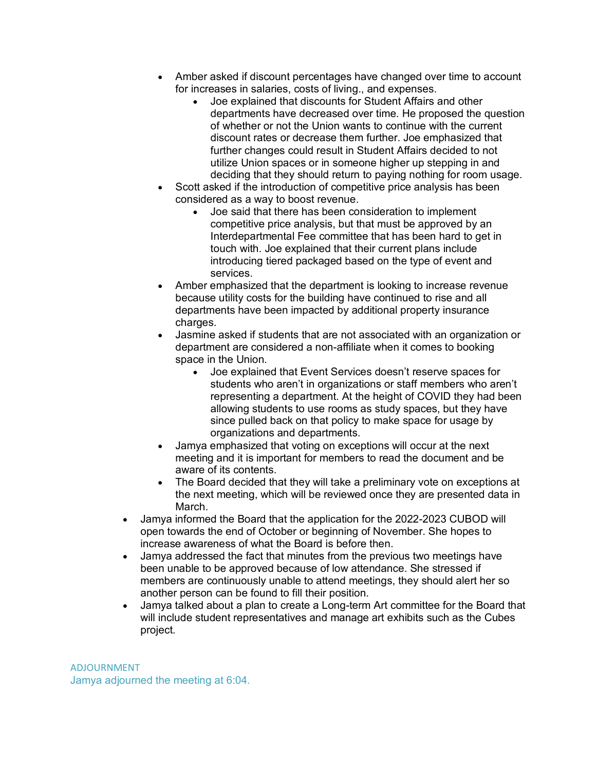- Amber asked if discount percentages have changed over time to account for increases in salaries, costs of living., and expenses.
            - Joe explained that discounts for Student Affairs and other departments have decreased over time. He proposed the question of whether or not the Union wants to continue with the current discount rates or decrease them further. Joe emphasized that further changes could result in Student Affairs decided to not utilize Union spaces or in someone higher up stepping in and deciding that they should return to paying nothing for room usage.
        - Scott asked if the introduction of competitive price analysis has been considered as a way to boost revenue.
            - Joe said that there has been consideration to implement competitive price analysis, but that must be approved by an Interdepartmental Fee committee that has been hard to get in touch with. Joe explained that their current plans include introducing tiered packaged based on the type of event and services.
        - Amber emphasized that the department is looking to increase revenue because utility costs for the building have continued to rise and all departments have been impacted by additional property insurance charges.
        - Jasmine asked if students that are not associated with an organization or department are considered a non-affiliate when it comes to booking space in the Union.
            - Joe explained that Event Services doesn't reserve spaces for students who aren't in organizations or staff members who aren't representing a department. At the height of COVID they had been allowing students to use rooms as study spaces, but they have since pulled back on that policy to make space for usage by organizations and departments.
        - Jamya emphasized that voting on exceptions will occur at the next meeting and it is important for members to read the document and be aware of its contents.
        - The Board decided that they will take a preliminary vote on exceptions at the next meeting, which will be reviewed once they are presented data in March.
    - Jamya informed the Board that the application for the 2022-2023 CUBOD will open towards the end of October or beginning of November. She hopes to increase awareness of what the Board is before then.
    - Jamya addressed the fact that minutes from the previous two meetings have been unable to be approved because of low attendance. She stressed if members are continuously unable to attend meetings, they should alert her so another person can be found to fill their position.
    - Jamya talked about a plan to create a Long-term Art committee for the Board that will include student representatives and manage art exhibits such as the Cubes project.

## ADJOURNMENT

Jamya adjourned the meeting at 6:04.